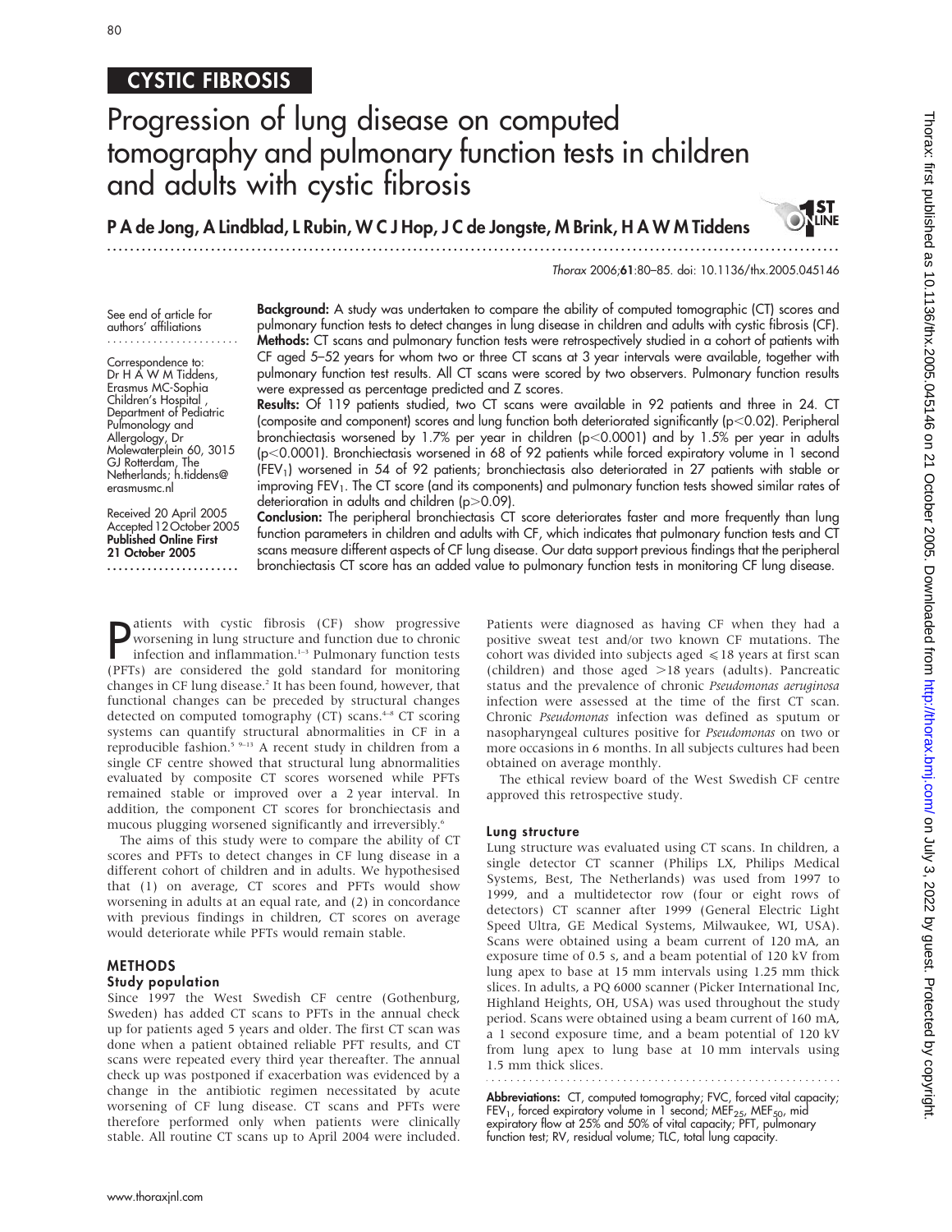# CYSTIC FIBROSIS

# Progression of lung disease on computed tomography and pulmonary function tests in children and adults with cystic fibrosis

**P A de Jong, A Lindblad, L Rubin, W C J Hop, J C de Jongste, M Brink, H A W M Tiddens**

*Thorax* 2006;**61**:80–85. doi: 10.1136/thx.2005.045146

See end of article for authors' affiliations

Correspondence to: Dr H A W M Tiddens, Erasmus MC-Sophia Children's Hospital, Department of Pediatric Pulmonology and Allergology, Dr Molewaterplein 60, 3015 GJ Rotterdam, The Netherlands; h.tiddens@erasmusmc.nl

Received 20 April 2005
Accepted 12 October 2005
**Published Online First 21 October 2005**

**Background:** A study was undertaken to compare the ability of computed tomographic (CT) scores and pulmonary function tests to detect changes in lung disease in children and adults with cystic fibrosis (CF).

**Methods:** CT scans and pulmonary function tests were retrospectively studied in a cohort of patients with CF aged 5–52 years for whom two or three CT scans at 3 year intervals were available, together with pulmonary function test results. All CT scans were scored by two observers. Pulmonary function results were expressed as percentage predicted and Z scores.

**Results:** Of 119 patients studied, two CT scans were available in 92 patients and three in 24. CT (composite and component) scores and lung function both deteriorated significantly ($p<0.02$). Peripheral bronchiectasis worsened by 1.7% per year in children ($p<0.0001$) and by 1.5% per year in adults ($p<0.0001$). Bronchiectasis worsened in 68 of 92 patients while forced expiratory volume in 1 second ($FEV_1$) worsened in 54 of 92 patients; bronchiectasis also deteriorated in 27 patients with stable or improving $FEV_1$. The CT score (and its components) and pulmonary function tests showed similar rates of deterioration in adults and children ($p>0.09$).

**Conclusion:** The peripheral bronchiectasis CT score deteriorates faster and more frequently than lung function parameters in children and adults with CF, which indicates that pulmonary function tests and CT scans measure different aspects of CF lung disease. Our data support previous findings that the peripheral bronchiectasis CT score has an added value to pulmonary function tests in monitoring CF lung disease.

Patients with cystic fibrosis (CF) show progressive worsening in lung structure and function due to chronic infection and inflammation.[1–3] Pulmonary function tests (PFTs) are considered the gold standard for monitoring changes in CF lung disease.[2] It has been found, however, that functional changes can be preceded by structural changes detected on computed tomography (CT) scans.[4–8] CT scoring systems can quantify structural abnormalities in CF in a reproducible fashion.[5 9–13] A recent study in children from a single CF centre showed that structural lung abnormalities evaluated by composite CT scores worsened while PFTs remained stable or improved over a 2 year interval. In addition, the component CT scores for bronchiectasis and mucous plugging worsened significantly and irreversibly.[6]

The aims of this study were to compare the ability of CT scores and PFTs to detect changes in CF lung disease in a different cohort of children and in adults. We hypothesised that (1) on average, CT scores and PFTs would show worsening in adults at an equal rate, and (2) in concordance with previous findings in children, CT scores on average would deteriorate while PFTs would remain stable.

## METHODS

### Study population

Since 1997 the West Swedish CF centre (Gothenburg, Sweden) has added CT scans to PFTs in the annual check up for patients aged 5 years and older. The first CT scan was done when a patient obtained reliable PFT results, and CT scans were repeated every third year thereafter. The annual check up was postponed if exacerbation was evidenced by a change in the antibiotic regimen necessitated by acute worsening of CF lung disease. CT scans and PFTs were therefore performed only when patients were clinically stable. All routine CT scans up to April 2004 were included.

Patients were diagnosed as having CF when they had a positive sweat test and/or two known CF mutations. The cohort was divided into subjects aged $\leq 18$ years at first scan (children) and those aged $>18$ years (adults). Pancreatic status and the prevalence of chronic *Pseudomonas aeruginosa* infection were assessed at the time of the first CT scan. Chronic *Pseudomonas* infection was defined as sputum or nasopharyngeal cultures positive for *Pseudomonas* on two or more occasions in 6 months. In all subjects cultures had been obtained on average monthly.

The ethical review board of the West Swedish CF centre approved this retrospective study.

### Lung structure

Lung structure was evaluated using CT scans. In children, a single detector CT scanner (Philips LX, Philips Medical Systems, Best, The Netherlands) was used from 1997 to 1999, and a multidetector row (four or eight rows of detectors) CT scanner after 1999 (General Electric Light Speed Ultra, GE Medical Systems, Milwaukee, WI, USA). Scans were obtained using a beam current of 120 mA, an exposure time of 0.5 s, and a beam potential of 120 kV from lung apex to base at 15 mm intervals using 1.25 mm thick slices. In adults, a PQ 6000 scanner (Picker International Inc, Highland Heights, OH, USA) was used throughout the study period. Scans were obtained using a beam current of 160 mA, a 1 second exposure time, and a beam potential of 120 kV from lung apex to lung base at 10 mm intervals using 1.5 mm thick slices.

**Abbreviations:** CT, computed tomography; FVC, forced vital capacity; $FEV_1$, forced expiratory volume in 1 second; $MEF_{25}$, $MEF_{50}$, mid expiratory flow at 25% and 50% of vital capacity; PFT, pulmonary function test; RV, residual volume; TLC, total lung capacity.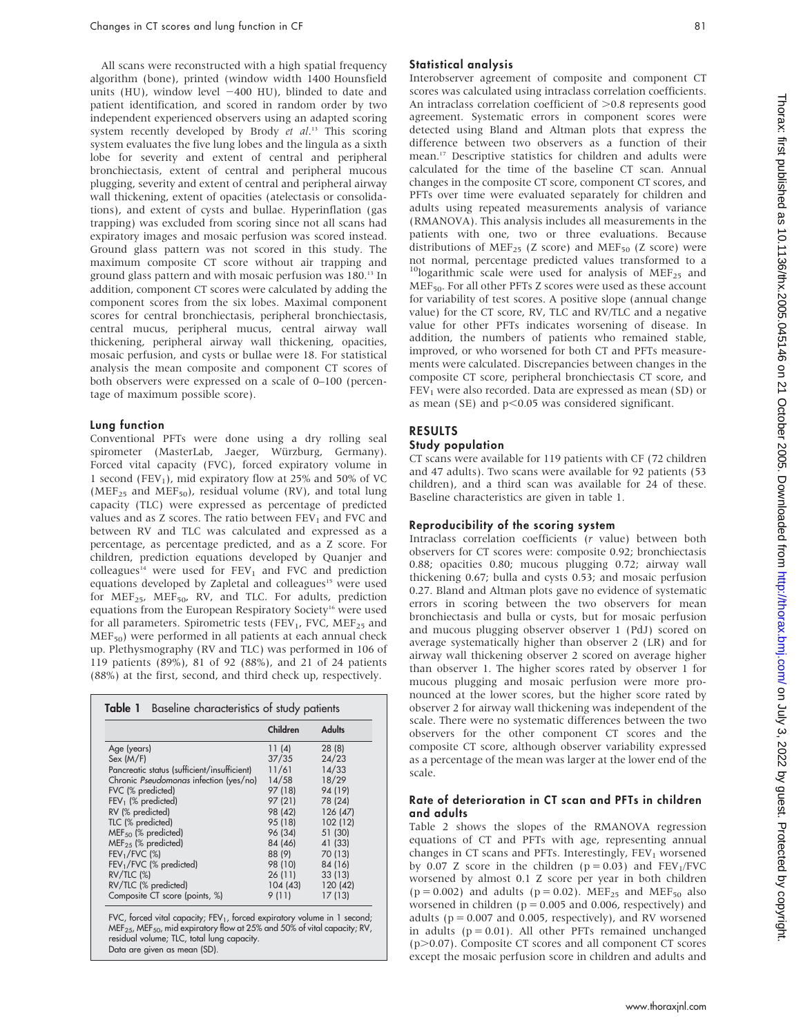All scans were reconstructed with a high spatial frequency algorithm (bone), printed (window width 1400 Hounsfield units (HU), window level −400 HU), blinded to date and patient identification, and scored in random order by two independent experienced observers using an adapted scoring system recently developed by Brody *et al*.[13] This scoring system evaluates the five lung lobes and the lingula as a sixth lobe for severity and extent of central and peripheral bronchiectasis, extent of central and peripheral mucous plugging, severity and extent of central and peripheral airway wall thickening, extent of opacities (atelectasis or consolidations), and extent of cysts and bullae. Hyperinflation (gas trapping) was excluded from scoring since not all scans had expiratory images and mosaic perfusion was scored instead. Ground glass pattern was not scored in this study. The maximum composite CT score without air trapping and ground glass pattern and with mosaic perfusion was 180.[13] In addition, component CT scores were calculated by adding the component scores from the six lobes. Maximal component scores for central bronchiectasis, peripheral bronchiectasis, central mucus, peripheral mucus, central airway wall thickening, peripheral airway wall thickening, opacities, mosaic perfusion, and cysts or bullae were 18. For statistical analysis the mean composite and component CT scores of both observers were expressed on a scale of 0–100 (percentage of maximum possible score).

### Lung function

Conventional PFTs were done using a dry rolling seal spirometer (MasterLab, Jaeger, Würzburg, Germany). Forced vital capacity (FVC), forced expiratory volume in 1 second ($FEV_1$), mid expiratory flow at 25% and 50% of VC ($MEF_{25}$ and $MEF_{50}$), residual volume (RV), and total lung capacity (TLC) were expressed as percentage of predicted values and as Z scores. The ratio between $FEV_1$ and FVC and between RV and TLC was calculated and expressed as a percentage, as percentage predicted, and as a Z score. For children, prediction equations developed by Quanjer and colleagues[14] were used for $FEV_1$ and FVC and prediction equations developed by Zapletal and colleagues[15] were used for $MEF_{25}$, $MEF_{50}$, RV, and TLC. For adults, prediction equations from the European Respiratory Society[16] were used for all parameters. Spirometric tests ($FEV_1$, FVC, $MEF_{25}$ and $MEF_{50}$) were performed in all patients at each annual check up. Plethysmography (RV and TLC) was performed in 106 of 119 patients (89%), 81 of 92 (88%), and 21 of 24 patients (88%) at the first, second, and third check up, respectively.

**Table 1** Baseline characteristics of study patients

| | Children | Adults |
|---|---|---|
| Age (years) | 11 (4) | 28 (8) |
| Sex (M/F) | 37/35 | 24/23 |
| Pancreatic status (sufficient/insufficient) | 11/61 | 14/33 |
| Chronic *Pseudomonas* infection (yes/no) | 14/58 | 18/29 |
| FVC (% predicted) | 97 (18) | 94 (19) |
| $FEV_1$ (% predicted) | 97 (21) | 78 (24) |
| RV (% predicted) | 98 (42) | 126 (47) |
| TLC (% predicted) | 95 (18) | 102 (12) |
| $MEF_{50}$ (% predicted) | 96 (34) | 51 (30) |
| $MEF_{25}$ (% predicted) | 84 (46) | 41 (33) |
| $FEV_1$/FVC (%) | 88 (9) | 70 (13) |
| $FEV_1$/FVC (% predicted) | 98 (10) | 84 (16) |
| RV/TLC (%) | 26 (11) | 33 (13) |
| RV/TLC (% predicted) | 104 (43) | 120 (42) |
| Composite CT score (points, %) | 9 (11) | 17 (13) |

FVC, forced vital capacity; $FEV_1$, forced expiratory volume in 1 second; $MEF_{25}$, $MEF_{50}$, mid expiratory flow at 25% and 50% of vital capacity; RV, residual volume; TLC, total lung capacity.
Data are given as mean (SD).

### Statistical analysis

Interobserver agreement of composite and component CT scores was calculated using intraclass correlation coefficients. An intraclass correlation coefficient of >0.8 represents good agreement. Systematic errors in component scores were detected using Bland and Altman plots that express the difference between two observers as a function of their mean.[17] Descriptive statistics for children and adults were calculated for the time of the baseline CT scan. Annual changes in the composite CT score, component CT scores, and PFTs over time were evaluated separately for children and adults using repeated measurements analysis of variance (RMANOVA). This analysis includes all measurements in the patients with one, two or three evaluations. Because distributions of $MEF_{25}$ (Z score) and $MEF_{50}$ (Z score) were not normal, percentage predicted values transformed to a $^{10}$logarithmic scale were used for analysis of $MEF_{25}$ and $MEF_{50}$. For all other PFTs Z scores were used as these account for variability of test scores. A positive slope (annual change value) for the CT score, RV, TLC and RV/TLC and a negative value for other PFTs indicates worsening of disease. In addition, the numbers of patients who remained stable, improved, or who worsened for both CT and PFTs measurements were calculated. Discrepancies between changes in the composite CT score, peripheral bronchiectasis CT score, and $FEV_1$ were also recorded. Data are expressed as mean (SD) or as mean (SE) and $p<0.05$ was considered significant.

## RESULTS

### Study population

CT scans were available for 119 patients with CF (72 children and 47 adults). Two scans were available for 92 patients (53 children), and a third scan was available for 24 of these. Baseline characteristics are given in table 1.

### Reproducibility of the scoring system

Intraclass correlation coefficients (*r* value) between both observers for CT scores were: composite 0.92; bronchiectasis 0.88; opacities 0.80; mucous plugging 0.72; airway wall thickening 0.67; bulla and cysts 0.53; and mosaic perfusion 0.27. Bland and Altman plots gave no evidence of systematic errors in scoring between the two observers for mean bronchiectasis and bulla or cysts, but for mosaic perfusion and mucous plugging observer observer 1 (PdJ) scored on average systematically higher than observer 2 (LR) and for airway wall thickening observer 2 scored on average higher than observer 1. The higher scores rated by observer 1 for mucous plugging and mosaic perfusion were more pronounced at the lower scores, but the higher score rated by observer 2 for airway wall thickening was independent of the scale. There were no systematic differences between the two observers for the other component CT scores and the composite CT score, although observer variability expressed as a percentage of the mean was larger at the lower end of the scale.

### Rate of deterioration in CT scan and PFTs in children and adults

Table 2 shows the slopes of the RMANOVA regression equations of CT and PFTs with age, representing annual changes in CT scans and PFTs. Interestingly, $FEV_1$ worsened by 0.07 Z score in the children ($p = 0.03$) and $FEV_1$/FVC worsened by almost 0.1 Z score per year in both children ($p = 0.002$) and adults ($p = 0.02$). $MEF_{25}$ and $MEF_{50}$ also worsened in children ($p = 0.005$ and 0.006, respectively) and adults ($p = 0.007$ and 0.005, respectively), and RV worsened in adults ($p = 0.01$). All other PFTs remained unchanged ($p>0.07$). Composite CT scores and all component CT scores except the mosaic perfusion score in children and adults and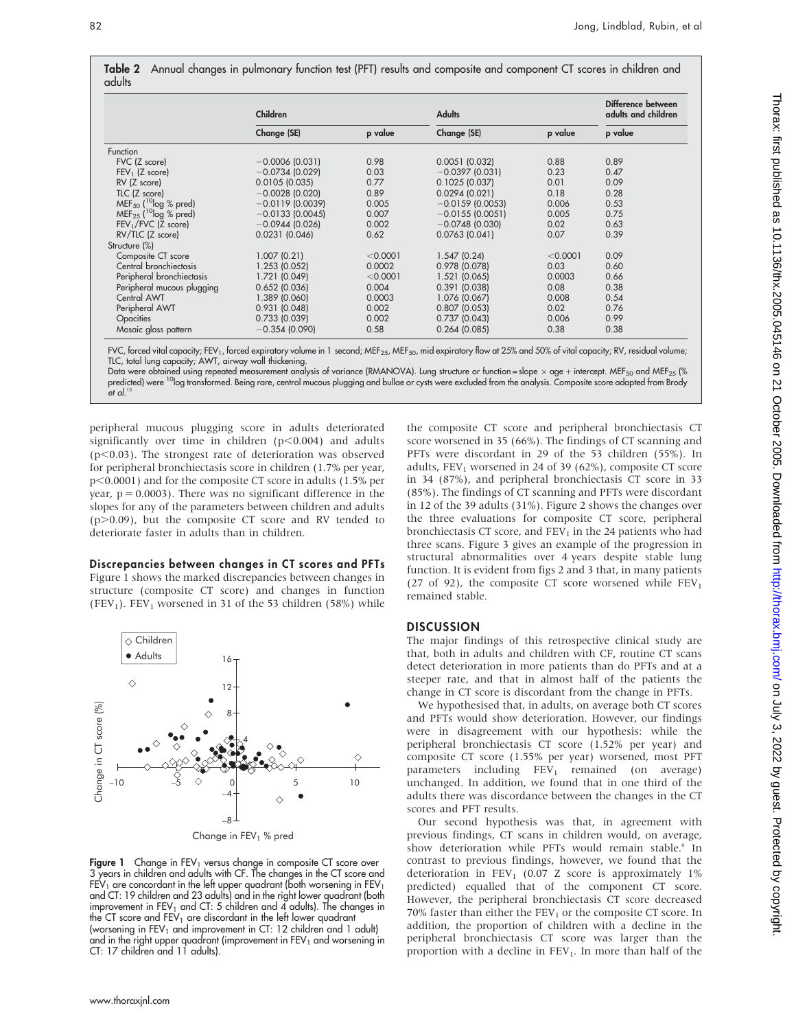**Table 2** Annual changes in pulmonary function test (PFT) results and composite and component CT scores in children and adults

| | Children | | Adults | | Difference between adults and children |
|---|---|---|---|---|---|
| | Change (SE) | p value | Change (SE) | p value | p value |
| Function | | | | | |
| FVC (Z score) | −0.0006 (0.031) | 0.98 | 0.0051 (0.032) | 0.88 | 0.89 |
| $FEV_1$ (Z score) | −0.0734 (0.029) | 0.03 | −0.0397 (0.031) | 0.23 | 0.47 |
| RV (Z score) | 0.0105 (0.035) | 0.77 | 0.1025 (0.037) | 0.01 | 0.09 |
| TLC (Z score) | −0.0028 (0.020) | 0.89 | 0.0294 (0.021) | 0.18 | 0.28 |
| $MEF_{50}$ ($^{10}$log % pred) | −0.0119 (0.0039) | 0.005 | −0.0159 (0.0053) | 0.006 | 0.53 |
| $MEF_{25}$ ($^{10}$log % pred) | −0.0133 (0.0045) | 0.007 | −0.0155 (0.0051) | 0.005 | 0.75 |
| $FEV_1$/FVC (Z score) | −0.0944 (0.026) | 0.002 | −0.0748 (0.030) | 0.02 | 0.63 |
| RV/TLC (Z score) | 0.0231 (0.046) | 0.62 | 0.0763 (0.041) | 0.07 | 0.39 |
| Structure (%) | | | | | |
| Composite CT score | 1.007 (0.21) | <0.0001 | 1.547 (0.24) | <0.0001 | 0.09 |
| Central bronchiectasis | 1.253 (0.052) | 0.0002 | 0.978 (0.078) | 0.03 | 0.60 |
| Peripheral bronchiectasis | 1.721 (0.049) | <0.0001 | 1.521 (0.065) | 0.0003 | 0.66 |
| Peripheral mucous plugging | 0.652 (0.036) | 0.004 | 0.391 (0.038) | 0.08 | 0.38 |
| Central AWT | 1.389 (0.060) | 0.0003 | 1.076 (0.067) | 0.008 | 0.54 |
| Peripheral AWT | 0.931 (0.048) | 0.002 | 0.807 (0.053) | 0.02 | 0.76 |
| Opacities | 0.733 (0.039) | 0.002 | 0.737 (0.043) | 0.006 | 0.99 |
| Mosaic glass pattern | −0.354 (0.090) | 0.58 | 0.264 (0.085) | 0.38 | 0.38 |

FVC, forced vital capacity; $FEV_1$, forced expiratory volume in 1 second; $MEF_{25}$, $MEF_{50}$, mid expiratory flow at 25% and 50% of vital capacity; RV, residual volume; TLC, total lung capacity; AWT, airway wall thickening.
Data were obtained using repeated measurement analysis of variance (RMANOVA). Lung structure or function = slope × age + intercept. $MEF_{50}$ and $MEF_{25}$ (% predicted) were $^{10}$log transformed. Being rare, central mucous plugging and bullae or cysts were excluded from the analysis. Composite score adapted from Brody *et al*.[13]

peripheral mucous plugging score in adults deteriorated significantly over time in children ($p<0.004$) and adults ($p<0.03$). The strongest rate of deterioration was observed for peripheral bronchiectasis score in children (1.7% per year, $p<0.0001$) and for the composite CT score in adults (1.5% per year, $p = 0.0003$). There was no significant difference in the slopes for any of the parameters between children and adults ($p>0.09$), but the composite CT score and RV tended to deteriorate faster in adults than in children.

### Discrepancies between changes in CT scores and PFTs

Figure 1 shows the marked discrepancies between changes in structure (composite CT score) and changes in function ($FEV_1$). $FEV_1$ worsened in 31 of the 53 children (58%) while the composite CT score and peripheral bronchiectasis CT score worsened in 35 (66%). The findings of CT scanning and PFTs were discordant in 29 of the 53 children (55%). In adults, $FEV_1$ worsened in 24 of 39 (62%), composite CT score in 34 (87%), and peripheral bronchiectasis CT score in 33 (85%). The findings of CT scanning and PFTs were discordant in 12 of the 39 adults (31%). Figure 2 shows the changes over the three evaluations for composite CT score, peripheral bronchiectasis CT score, and $FEV_1$ in the 24 patients who had three scans. Figure 3 gives an example of the progression in structural abnormalities over 4 years despite stable lung function. It is evident from figs 2 and 3 that, in many patients (27 of 92), the composite CT score worsened while $FEV_1$ remained stable.

Children
Adults
Change in CT score (%)
16
12
8
4
−4
−8
−10
−5
0
5
10
Change in $FEV_1$ % pred

**Figure 1** Change in $FEV_1$ versus change in composite CT score over 3 years in children and adults with CF. The changes in the CT score and $FEV_1$ are concordant in the left upper quadrant (both worsening in $FEV_1$ and CT: 19 children and 23 adults) and in the right lower quadrant (both improvement in $FEV_1$ and CT: 5 children and 4 adults). The changes in the CT score and $FEV_1$ are discordant in the left lower quadrant (worsening in $FEV_1$ and improvement in CT: 12 children and 1 adult) and in the right upper quadrant (improvement in $FEV_1$ and worsening in CT: 17 children and 11 adults).

## DISCUSSION

The major findings of this retrospective clinical study are that, both in adults and children with CF, routine CT scans detect deterioration in more patients than do PFTs and at a steeper rate, and that in almost half of the patients the change in CT score is discordant from the change in PFTs.

We hypothesised that, in adults, on average both CT scores and PFTs would show deterioration. However, our findings were in disagreement with our hypothesis: while the peripheral bronchiectasis CT score (1.52% per year) and composite CT score (1.55% per year) worsened, most PFT parameters including $FEV_1$ remained (on average) unchanged. In addition, we found that in one third of the adults there was discordance between the changes in the CT scores and PFT results.

Our second hypothesis was that, in agreement with previous findings, CT scans in children would, on average, show deterioration while PFTs would remain stable.[6] In contrast to previous findings, however, we found that the deterioration in $FEV_1$ (0.07 Z score is approximately 1% predicted) equalled that of the component CT score. However, the peripheral bronchiectasis CT score decreased 70% faster than either the $FEV_1$ or the composite CT score. In addition, the proportion of children with a decline in the peripheral bronchiectasis CT score was larger than the proportion with a decline in $FEV_1$. In more than half of the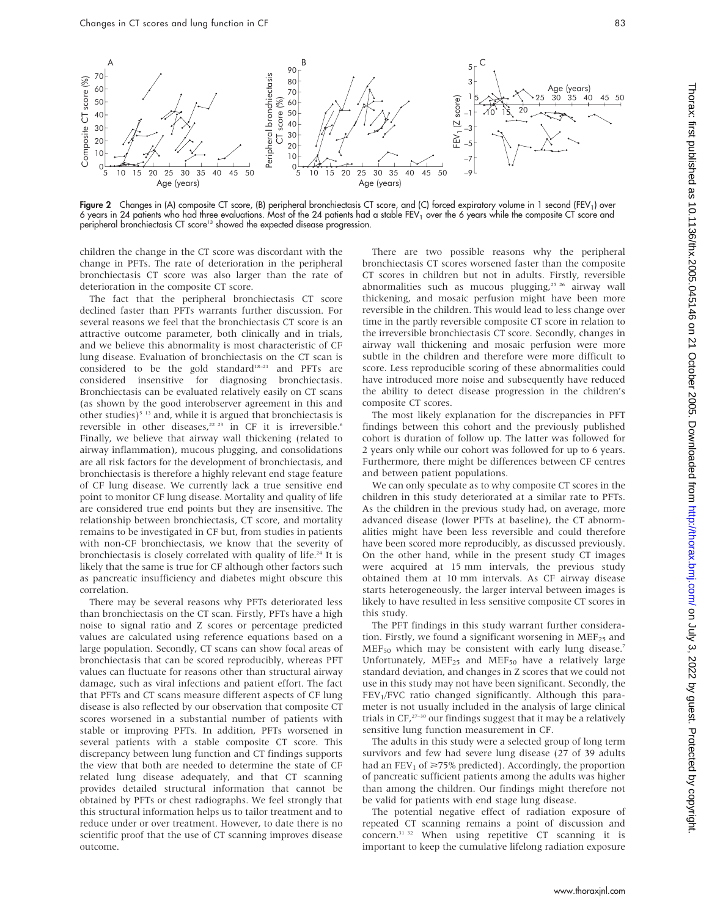A

Composite CT score (%)

70
60
50
40
30
20
10
0

5 10 15 20 25 30 35 40 45 50

Age (years)

B

Peripheral bronchiectasis CT score (%)

90
80
70
60
50
40
30
20
10
0

5 10 15 20 25 30 35 40 45 50

Age (years)

C

$FEV_1$ (Z score)

5
3
1
−1
−3
−5
−7
−9

Age (years)

5 10 15 20 25 30 35 40 45 50

**Figure 2** Changes in (A) composite CT score, (B) peripheral bronchiectasis CT score, and (C) forced expiratory volume in 1 second ($FEV_1$) over 6 years in 24 patients who had three evaluations. Most of the 24 patients had a stable $FEV_1$ over the 6 years while the composite CT score and peripheral bronchiectasis CT score[13] showed the expected disease progression.

children the change in the CT score was discordant with the change in PFTs. The rate of deterioration in the peripheral bronchiectasis CT score was also larger than the rate of deterioration in the composite CT score.

The fact that the peripheral bronchiectasis CT score declined faster than PFTs warrants further discussion. For several reasons we feel that the bronchiectasis CT score is an attractive outcome parameter, both clinically and in trials, and we believe this abnormality is most characteristic of CF lung disease. Evaluation of bronchiectasis on the CT scan is considered to be the gold standard[18–21] and PFTs are considered insensitive for diagnosing bronchiectasis. Bronchiectasis can be evaluated relatively easily on CT scans (as shown by the good interobserver agreement in this and other studies)[5 13] and, while it is argued that bronchiectasis is reversible in other diseases,[22 23] in CF it is irreversible.[6] Finally, we believe that airway wall thickening (related to airway inflammation), mucous plugging, and consolidations are all risk factors for the development of bronchiectasis, and bronchiectasis is therefore a highly relevant end stage feature of CF lung disease. We currently lack a true sensitive end point to monitor CF lung disease. Mortality and quality of life are considered true end points but they are insensitive. The relationship between bronchiectasis, CT score, and mortality remains to be investigated in CF but, from studies in patients with non-CF bronchiectasis, we know that the severity of bronchiectasis is closely correlated with quality of life.[24] It is likely that the same is true for CF although other factors such as pancreatic insufficiency and diabetes might obscure this correlation.

There may be several reasons why PFTs deteriorated less than bronchiectasis on the CT scan. Firstly, PFTs have a high noise to signal ratio and Z scores or percentage predicted values are calculated using reference equations based on a large population. Secondly, CT scans can show focal areas of bronchiectasis that can be scored reproducibly, whereas PFT values can fluctuate for reasons other than structural airway damage, such as viral infections and patient effort. The fact that PFTs and CT scans measure different aspects of CF lung disease is also reflected by our observation that composite CT scores worsened in a substantial number of patients with stable or improving PFTs. In addition, PFTs worsened in several patients with a stable composite CT score. This discrepancy between lung function and CT findings supports the view that both are needed to determine the state of CF related lung disease adequately, and that CT scanning provides detailed structural information that cannot be obtained by PFTs or chest radiographs. We feel strongly that this structural information helps us to tailor treatment and to reduce under or over treatment. However, to date there is no scientific proof that the use of CT scanning improves disease outcome.

There are two possible reasons why the peripheral bronchiectasis CT scores worsened faster than the composite CT scores in children but not in adults. Firstly, reversible abnormalities such as mucous plugging,[25 26] airway wall thickening, and mosaic perfusion might have been more reversible in the children. This would lead to less change over time in the partly reversible composite CT score in relation to the irreversible bronchiectasis CT score. Secondly, changes in airway wall thickening and mosaic perfusion were more subtle in the children and therefore were more difficult to score. Less reproducible scoring of these abnormalities could have introduced more noise and subsequently have reduced the ability to detect disease progression in the children's composite CT scores.

The most likely explanation for the discrepancies in PFT findings between this cohort and the previously published cohort is duration of follow up. The latter was followed for 2 years only while our cohort was followed for up to 6 years. Furthermore, there might be differences between CF centres and between patient populations.

We can only speculate as to why composite CT scores in the children in this study deteriorated at a similar rate to PFTs. As the children in the previous study had, on average, more advanced disease (lower PFTs at baseline), the CT abnormalities might have been less reversible and could therefore have been scored more reproducibly, as discussed previously. On the other hand, while in the present study CT images were acquired at 15 mm intervals, the previous study obtained them at 10 mm intervals. As CF airway disease starts heterogeneously, the larger interval between images is likely to have resulted in less sensitive composite CT scores in this study.

The PFT findings in this study warrant further consideration. Firstly, we found a significant worsening in $MEF_{25}$ and $MEF_{50}$ which may be consistent with early lung disease.[7] Unfortunately, $MEF_{25}$ and $MEF_{50}$ have a relatively large standard deviation, and changes in Z scores that we could not use in this study may not have been significant. Secondly, the $FEV_1$/FVC ratio changed significantly. Although this parameter is not usually included in the analysis of large clinical trials in CF,[27–30] our findings suggest that it may be a relatively sensitive lung function measurement in CF.

The adults in this study were a selected group of long term survivors and few had severe lung disease (27 of 39 adults had an $FEV_1$ of ⩾75% predicted). Accordingly, the proportion of pancreatic sufficient patients among the adults was higher than among the children. Our findings might therefore not be valid for patients with end stage lung disease.

The potential negative effect of radiation exposure of repeated CT scanning remains a point of discussion and concern.[31 32] When using repetitive CT scanning it is important to keep the cumulative lifelong radiation exposure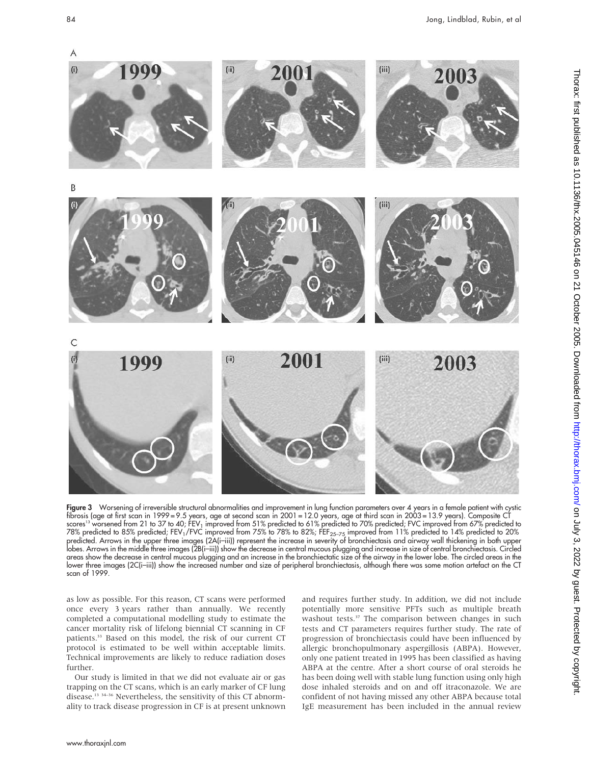A

(i) 1999 (ii) 2001 (iii) 2003

B

(i) 1999 (ii) 2001 (iii) 2003

C

(i) 1999 (ii) 2001 (iii) 2003

**Figure 3** Worsening of irreversible structural abnormalities and improvement in lung function parameters over 4 years in a female patient with cystic fibrosis (age at first scan in 1999 = 9.5 years, age at second scan in 2001 = 12.0 years, age at third scan in 2003 = 13.9 years). Composite CT scores[13] worsened from 21 to 37 to 40; $FEV_1$ improved from 51% predicted to 61% predicted to 70% predicted; FVC improved from 67% predicted to 78% predicted to 85% predicted; $FEV_1$/FVC improved from 75% to 78% to 82%; $FEF_{25-75}$ improved from 11% predicted to 14% predicted to 20% predicted. Arrows in the upper three images (2A(i–iii)) represent the increase in severity of bronchiectasis and airway wall thickening in both upper lobes. Arrows in the middle three images (2B(i–iii)) show the decrease in central mucous plugging and increase in size of central bronchiectasis. Circled areas show the decrease in central mucous plugging and an increase in the bronchiectatic size of the airway in the lower lobe. The circled areas in the lower three images (2C(i–iii)) show the increased number and size of peripheral bronchiectasis, although there was some motion artefact on the CT scan of 1999.

as low as possible. For this reason, CT scans were performed once every 3 years rather than annually. We recently completed a computational modelling study to estimate the cancer mortality risk of lifelong biennial CT scanning in CF patients.[33] Based on this model, the risk of our current CT protocol is estimated to be well within acceptable limits. Technical improvements are likely to reduce radiation doses further.

Our study is limited in that we did not evaluate air or gas trapping on the CT scans, which is an early marker of CF lung disease.[13 34–36] Nevertheless, the sensitivity of this CT abnormality to track disease progression in CF is at present unknown and requires further study. In addition, we did not include potentially more sensitive PFTs such as multiple breath washout tests.[37] The comparison between changes in such tests and CT parameters requires further study. The rate of progression of bronchiectasis could have been influenced by allergic bronchopulmonary aspergillosis (ABPA). However, only one patient treated in 1995 has been classified as having ABPA at the centre. After a short course of oral steroids he has been doing well with stable lung function using only high dose inhaled steroids and on and off itraconazole. We are confident of not having missed any other ABPA because total IgE measurement has been included in the annual review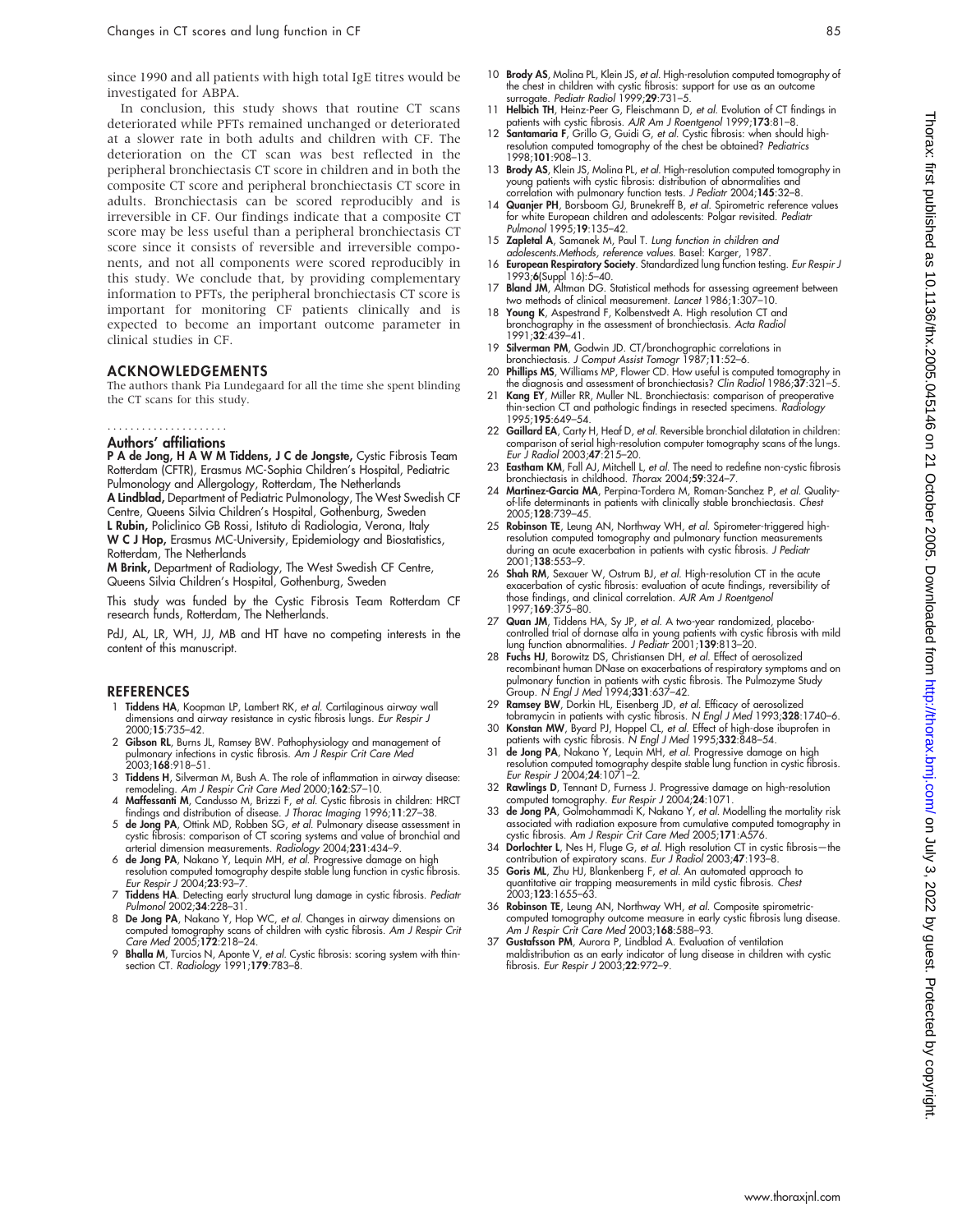since 1990 and all patients with high total IgE titres would be investigated for ABPA.

In conclusion, this study shows that routine CT scans deteriorated while PFTs remained unchanged or deteriorated at a slower rate in both adults and children with CF. The deterioration on the CT scan was best reflected in the peripheral bronchiectasis CT score in children and in both the composite CT score and peripheral bronchiectasis CT score in adults. Bronchiectasis can be scored reproducibly and is irreversible in CF. Our findings indicate that a composite CT score may be less useful than a peripheral bronchiectasis CT score since it consists of reversible and irreversible components, and not all components were scored reproducibly in this study. We conclude that, by providing complementary information to PFTs, the peripheral bronchiectasis CT score is important for monitoring CF patients clinically and is expected to become an important outcome parameter in clinical studies in CF.

## ACKNOWLEDGEMENTS

The authors thank Pia Lundegaard for all the time she spent blinding the CT scans for this study.

### Authors' affiliations

**P A de Jong, H A W M Tiddens, J C de Jongste,** Cystic Fibrosis Team Rotterdam (CFTR), Erasmus MC-Sophia Children's Hospital, Pediatric Pulmonology and Allergology, Rotterdam, The Netherlands
**A Lindblad,** Department of Pediatric Pulmonology, The West Swedish CF Centre, Queens Silvia Children's Hospital, Gothenburg, Sweden
**L Rubin,** Policlinico GB Rossi, Istituto di Radiologia, Verona, Italy
**W C J Hop,** Erasmus MC-University, Epidemiology and Biostatistics, Rotterdam, The Netherlands
**M Brink,** Department of Radiology, The West Swedish CF Centre, Queens Silvia Children's Hospital, Gothenburg, Sweden

This study was funded by the Cystic Fibrosis Team Rotterdam CF research funds, Rotterdam, The Netherlands.

PdJ, AL, LR, WH, JJ, MB and HT have no competing interests in the content of this manuscript.

## REFERENCES

1. **Tiddens HA**, Koopman LP, Lambert RK, *et al*. Cartilaginous airway wall dimensions and airway resistance in cystic fibrosis lungs. *Eur Respir J* 2000;**15**:735–42.
2. **Gibson RL**, Burns JL, Ramsey BW. Pathophysiology and management of pulmonary infections in cystic fibrosis. *Am J Respir Crit Care Med* 2003;**168**:918–51.
3. **Tiddens H**, Silverman M, Bush A. The role of inflammation in airway disease: remodeling. *Am J Respir Crit Care Med* 2000;**162**:S7–10.
4. **Maffessanti M**, Candusso M, Brizzi F, *et al*. Cystic fibrosis in children: HRCT findings and distribution of disease. *J Thorac Imaging* 1996;**11**:27–38.
5. **de Jong PA**, Ottink MD, Robben SG, *et al*. Pulmonary disease assessment in cystic fibrosis: comparison of CT scoring systems and value of bronchial and arterial dimension measurements. *Radiology* 2004;**231**:434–9.
6. **de Jong PA**, Nakano Y, Lequin MH, *et al*. Progressive damage on high resolution computed tomography despite stable lung function in cystic fibrosis. *Eur Respir J* 2004;**23**:93–7.
7. **Tiddens HA**. Detecting early structural lung damage in cystic fibrosis. *Pediatr Pulmonol* 2002;**34**:228–31.
8. **De Jong PA**, Nakano Y, Hop WC, *et al*. Changes in airway dimensions on computed tomography scans of children with cystic fibrosis. *Am J Respir Crit Care Med* 2005;**172**:218–24.
9. **Bhalla M**, Turcios N, Aponte V, *et al*. Cystic fibrosis: scoring system with thin-section CT. *Radiology* 1991;**179**:783–8.
10. **Brody AS**, Molina PL, Klein JS, *et al*. High-resolution computed tomography of the chest in children with cystic fibrosis: support for use as an outcome surrogate. *Pediatr Radiol* 1999;**29**:731–5.
11. **Helbich TH**, Heinz-Peer G, Fleischmann D, *et al*. Evolution of CT findings in patients with cystic fibrosis. *AJR Am J Roentgenol* 1999;**173**:81–8.
12. **Santamaria F**, Grillo G, Guidi G, *et al*. Cystic fibrosis: when should high-resolution computed tomography of the chest be obtained? *Pediatrics* 1998;**101**:908–13.
13. **Brody AS**, Klein JS, Molina PL, *et al*. High-resolution computed tomography in young patients with cystic fibrosis: distribution of abnormalities and correlation with pulmonary function tests. *J Pediatr* 2004;**145**:32–8.
14. **Quanjer PH**, Borsboom GJ, Brunekreff B, *et al*. Spirometric reference values for white European children and adolescents: Polgar revisited. *Pediatr Pulmonol* 1995;**19**:135–42.
15. **Zapletal A**, Samanek M, Paul T. *Lung function in children and adolescents.Methods, reference values.* Basel: Karger, 1987.
16. **European Respiratory Society**. Standardized lung function testing. *Eur Respir J* 1993;**6**(Suppl 16):5–40.
17. **Bland JM**, Altman DG. Statistical methods for assessing agreement between two methods of clinical measurement. *Lancet* 1986;**1**:307–10.
18. **Young K**, Aspestrand F, Kolbenstvedt A. High resolution CT and bronchography in the assessment of bronchiectasis. *Acta Radiol* 1991;**32**:439–41.
19. **Silverman PM**, Godwin JD. CT/bronchographic correlations in bronchiectasis. *J Comput Assist Tomogr* 1987;**11**:52–6.
20. **Phillips MS**, Williams MP, Flower CD. How useful is computed tomography in the diagnosis and assessment of bronchiectasis? *Clin Radiol* 1986;**37**:321–5.
21. **Kang EY**, Miller RR, Muller NL. Bronchiectasis: comparison of preoperative thin-section CT and pathologic findings in resected specimens. *Radiology* 1995;**195**:649–54.
22. **Gaillard EA**, Carty H, Heaf D, *et al*. Reversible bronchial dilatation in children: comparison of serial high-resolution computer tomography scans of the lungs. *Eur J Radiol* 2003;**47**:215–20.
23. **Eastham KM**, Fall AJ, Mitchell L, *et al*. The need to redefine non-cystic fibrosis bronchiectasis in childhood. *Thorax* 2004;**59**:324–7.
24. **Martinez-Garcia MA**, Perpina-Tordera M, Roman-Sanchez P, *et al*. Quality-of-life determinants in patients with clinically stable bronchiectasis. *Chest* 2005;**128**:739–45.
25. **Robinson TE**, Leung AN, Northway WH, *et al*. Spirometer-triggered high-resolution computed tomography and pulmonary function measurements during an acute exacerbation in patients with cystic fibrosis. *J Pediatr* 2001;**138**:553–9.
26. **Shah RM**, Sexauer W, Ostrum BJ, *et al*. High-resolution CT in the acute exacerbation of cystic fibrosis: evaluation of acute findings, reversibility of those findings, and clinical correlation. *AJR Am J Roentgenol* 1997;**169**:375–80.
27. **Quan JM**, Tiddens HA, Sy JP, *et al*. A two-year randomized, placebo-controlled trial of dornase alfa in young patients with cystic fibrosis with mild lung function abnormalities. *J Pediatr* 2001;**139**:813–20.
28. **Fuchs HJ**, Borowitz DS, Christiansen DH, *et al*. Effect of aerosolized recombinant human DNase on exacerbations of respiratory symptoms and on pulmonary function in patients with cystic fibrosis. The Pulmozyme Study Group. *N Engl J Med* 1994;**331**:637–42.
29. **Ramsey BW**, Dorkin HL, Eisenberg JD, *et al*. Efficacy of aerosolized tobramycin in patients with cystic fibrosis. *N Engl J Med* 1993;**328**:1740–6.
30. **Konstan MW**, Byard PJ, Hoppel CL, *et al*. Effect of high-dose ibuprofen in patients with cystic fibrosis. *N Engl J Med* 1995;**332**:848–54.
31. **de Jong PA**, Nakano Y, Lequin MH, *et al*. Progressive damage on high resolution computed tomography despite stable lung function in cystic fibrosis. *Eur Respir J* 2004;**24**:1071–2.
32. **Rawlings D**, Tennant D, Furness J. Progressive damage on high-resolution computed tomography. *Eur Respir J* 2004;**24**:1071.
33. **de Jong PA**, Golmohammadi K, Nakano Y, *et al*. Modelling the mortality risk associated with radiation exposure from cumulative computed tomography in cystic fibrosis. *Am J Respir Crit Care Med* 2005;**171**:A576.
34. **Dorlochter L**, Nes H, Fluge G, *et al*. High resolution CT in cystic fibrosis—the contribution of expiratory scans. *Eur J Radiol* 2003;**47**:193–8.
35. **Goris ML**, Zhu HJ, Blankenberg F, *et al*. An automated approach to quantitative air trapping measurements in mild cystic fibrosis. *Chest* 2003;**123**:1655–63.
36. **Robinson TE**, Leung AN, Northway WH, *et al*. Composite spirometric-computed tomography outcome measure in early cystic fibrosis lung disease. *Am J Respir Crit Care Med* 2003;**168**:588–93.
37. **Gustafsson PM**, Aurora P, Lindblad A. Evaluation of ventilation maldistribution as an early indicator of lung disease in children with cystic fibrosis. *Eur Respir J* 2003;**22**:972–9.